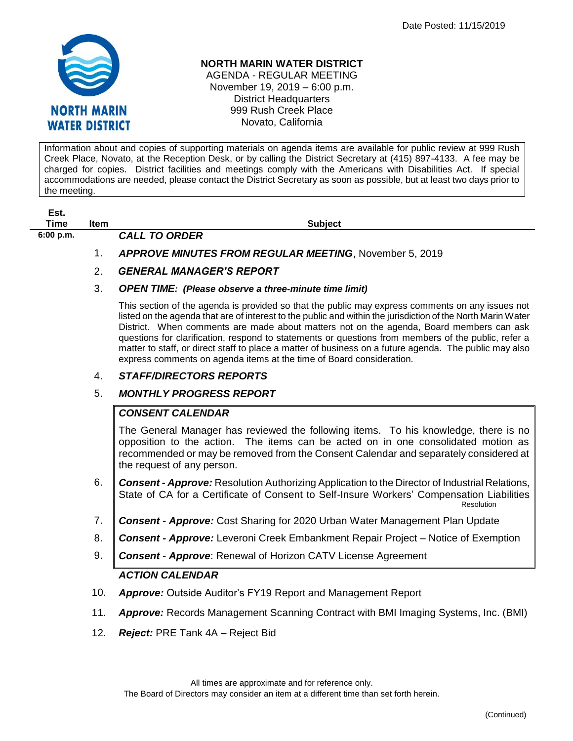Date Posted: 11/15/2019

**NORTH MARIN WATER DISTRICT**
AGENDA - REGULAR MEETING
November 19, 2019 – 6:00 p.m.
District Headquarters
999 Rush Creek Place
Novato, California

Information about and copies of supporting materials on agenda items are available for public review at 999 Rush Creek Place, Novato, at the Reception Desk, or by calling the District Secretary at (415) 897-4133. A fee may be charged for copies. District facilities and meetings comply with the Americans with Disabilities Act. If special accommodations are needed, please contact the District Secretary as soon as possible, but at least two days prior to the meeting.

| Est. Time | Item | Subject |
|---|---|---|
| 6:00 p.m. | | ***CALL TO ORDER*** |
| | 1. | ***APPROVE MINUTES FROM REGULAR MEETING***, November 5, 2019 |
| | 2. | ***GENERAL MANAGER'S REPORT*** |
| | 3. | ***OPEN TIME: (Please observe a three-minute time limit)*** |

This section of the agenda is provided so that the public may express comments on any issues not listed on the agenda that are of interest to the public and within the jurisdiction of the North Marin Water District. When comments are made about matters not on the agenda, Board members can ask questions for clarification, respond to statements or questions from members of the public, refer a matter to staff, or direct staff to place a matter of business on a future agenda. The public may also express comments on agenda items at the time of Board consideration.

4. ***STAFF/DIRECTORS REPORTS***
5. ***MONTHLY PROGRESS REPORT***

***CONSENT CALENDAR***

The General Manager has reviewed the following items. To his knowledge, there is no opposition to the action. The items can be acted on in one consolidated motion as recommended or may be removed from the Consent Calendar and separately considered at the request of any person.

6. ***Consent - Approve:*** Resolution Authorizing Application to the Director of Industrial Relations, State of CA for a Certificate of Consent to Self-Insure Workers' Compensation Liabilities
   Resolution
7. ***Consent - Approve:*** Cost Sharing for 2020 Urban Water Management Plan Update
8. ***Consent - Approve:*** Leveroni Creek Embankment Repair Project – Notice of Exemption
9. ***Consent - Approve***: Renewal of Horizon CATV License Agreement

***ACTION CALENDAR***

10. ***Approve:*** Outside Auditor's FY19 Report and Management Report
11. ***Approve:*** Records Management Scanning Contract with BMI Imaging Systems, Inc. (BMI)
12. ***Reject:*** PRE Tank 4A – Reject Bid

All times are approximate and for reference only.
The Board of Directors may consider an item at a different time than set forth herein.

(Continued)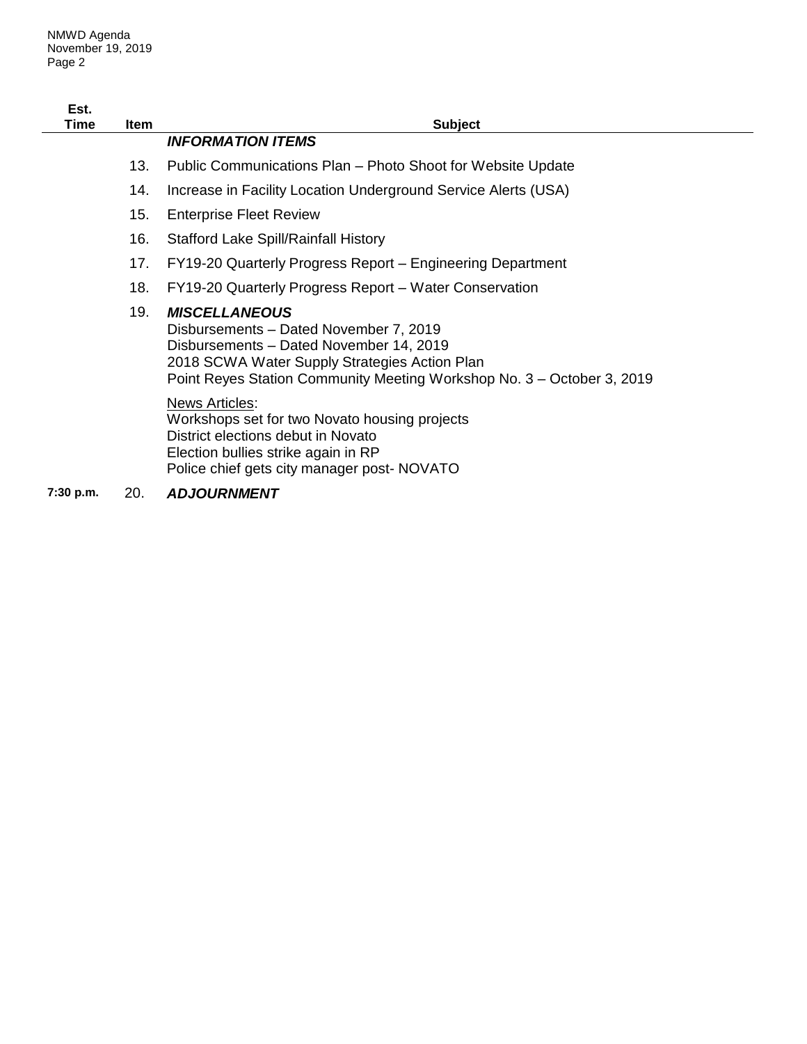| Est. Time | Item | Subject |
|---|---|---|
| | | ***INFORMATION ITEMS*** |
| | 13. | Public Communications Plan – Photo Shoot for Website Update |
| | 14. | Increase in Facility Location Underground Service Alerts (USA) |
| | 15. | Enterprise Fleet Review |
| | 16. | Stafford Lake Spill/Rainfall History |
| | 17. | FY19-20 Quarterly Progress Report – Engineering Department |
| | 18. | FY19-20 Quarterly Progress Report – Water Conservation |
| | 19. | ***MISCELLANEOUS***<br>Disbursements – Dated November 7, 2019<br>Disbursements – Dated November 14, 2019<br>2018 SCWA Water Supply Strategies Action Plan<br>Point Reyes Station Community Meeting Workshop No. 3 – October 3, 2019<br><br>News Articles:<br>Workshops set for two Novato housing projects<br>District elections debut in Novato<br>Election bullies strike again in RP<br>Police chief gets city manager post- NOVATO |
| **7:30 p.m.** | 20. | ***ADJOURNMENT*** |